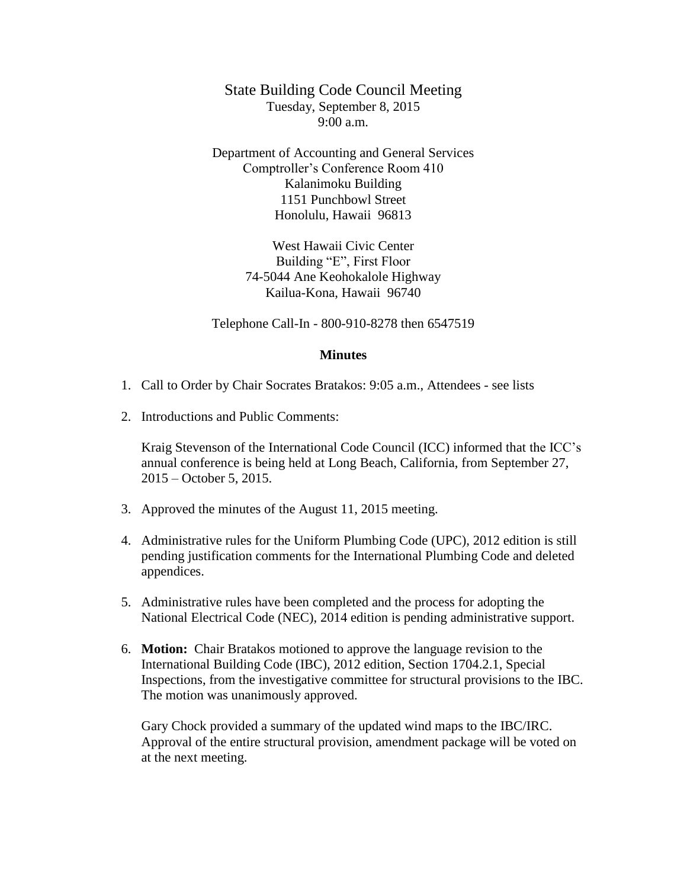# State Building Code Council Meeting

Tuesday, September 8, 2015
9:00 a.m.

Department of Accounting and General Services
Comptroller's Conference Room 410
Kalanimoku Building
1151 Punchbowl Street
Honolulu, Hawaii 96813

West Hawaii Civic Center
Building "E", First Floor
74-5044 Ane Keohokalole Highway
Kailua-Kona, Hawaii 96740

Telephone Call-In - 800-910-8278 then 6547519

## Minutes

1. Call to Order by Chair Socrates Bratakos: 9:05 a.m., Attendees - see lists

2. Introductions and Public Comments:

   Kraig Stevenson of the International Code Council (ICC) informed that the ICC's annual conference is being held at Long Beach, California, from September 27, 2015 – October 5, 2015.

3. Approved the minutes of the August 11, 2015 meeting.

4. Administrative rules for the Uniform Plumbing Code (UPC), 2012 edition is still pending justification comments for the International Plumbing Code and deleted appendices.

5. Administrative rules have been completed and the process for adopting the National Electrical Code (NEC), 2014 edition is pending administrative support.

6. **Motion:** Chair Bratakos motioned to approve the language revision to the International Building Code (IBC), 2012 edition, Section 1704.2.1, Special Inspections, from the investigative committee for structural provisions to the IBC. The motion was unanimously approved.

   Gary Chock provided a summary of the updated wind maps to the IBC/IRC. Approval of the entire structural provision, amendment package will be voted on at the next meeting.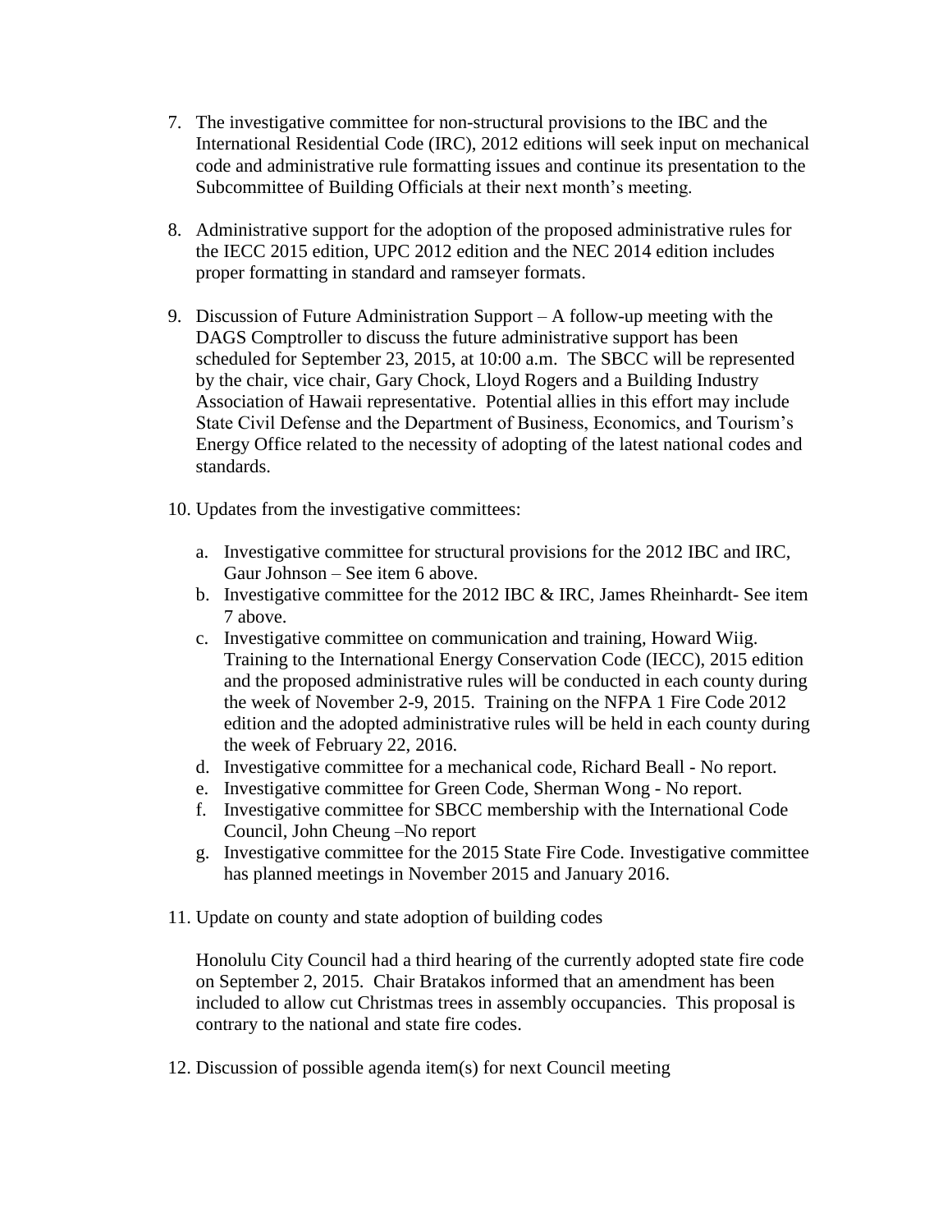7. The investigative committee for non-structural provisions to the IBC and the International Residential Code (IRC), 2012 editions will seek input on mechanical code and administrative rule formatting issues and continue its presentation to the Subcommittee of Building Officials at their next month's meeting.

8. Administrative support for the adoption of the proposed administrative rules for the IECC 2015 edition, UPC 2012 edition and the NEC 2014 edition includes proper formatting in standard and ramseyer formats.

9. Discussion of Future Administration Support – A follow-up meeting with the DAGS Comptroller to discuss the future administrative support has been scheduled for September 23, 2015, at 10:00 a.m. The SBCC will be represented by the chair, vice chair, Gary Chock, Lloyd Rogers and a Building Industry Association of Hawaii representative. Potential allies in this effort may include State Civil Defense and the Department of Business, Economics, and Tourism's Energy Office related to the necessity of adopting of the latest national codes and standards.

10. Updates from the investigative committees:

    a. Investigative committee for structural provisions for the 2012 IBC and IRC, Gaur Johnson – See item 6 above.
    b. Investigative committee for the 2012 IBC & IRC, James Rheinhardt- See item 7 above.
    c. Investigative committee on communication and training, Howard Wiig. Training to the International Energy Conservation Code (IECC), 2015 edition and the proposed administrative rules will be conducted in each county during the week of November 2-9, 2015. Training on the NFPA 1 Fire Code 2012 edition and the adopted administrative rules will be held in each county during the week of February 22, 2016.
    d. Investigative committee for a mechanical code, Richard Beall - No report.
    e. Investigative committee for Green Code, Sherman Wong - No report.
    f. Investigative committee for SBCC membership with the International Code Council, John Cheung –No report
    g. Investigative committee for the 2015 State Fire Code. Investigative committee has planned meetings in November 2015 and January 2016.

11. Update on county and state adoption of building codes

    Honolulu City Council had a third hearing of the currently adopted state fire code on September 2, 2015. Chair Bratakos informed that an amendment has been included to allow cut Christmas trees in assembly occupancies. This proposal is contrary to the national and state fire codes.

12. Discussion of possible agenda item(s) for next Council meeting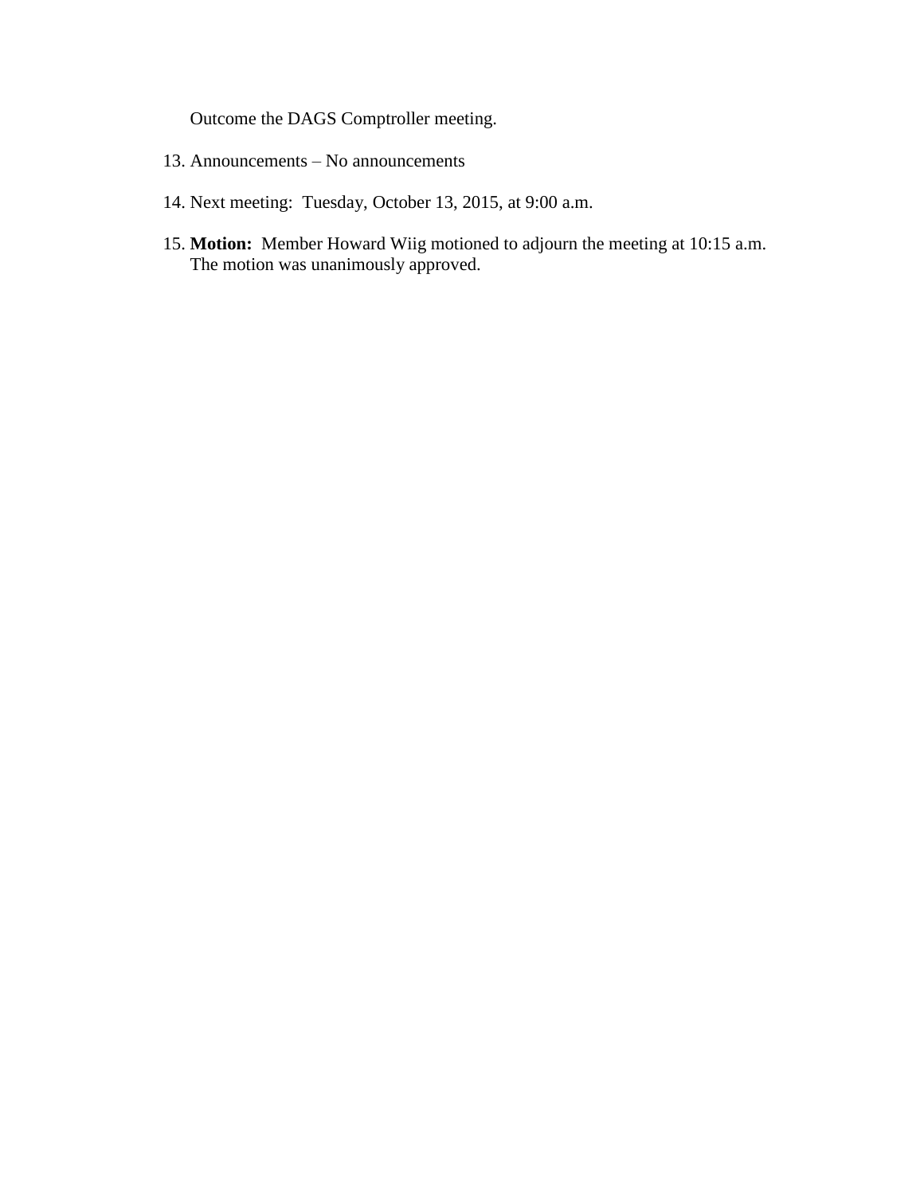Outcome the DAGS Comptroller meeting.

13. Announcements – No announcements

14. Next meeting: Tuesday, October 13, 2015, at 9:00 a.m.

15. **Motion:** Member Howard Wiig motioned to adjourn the meeting at 10:15 a.m. The motion was unanimously approved.